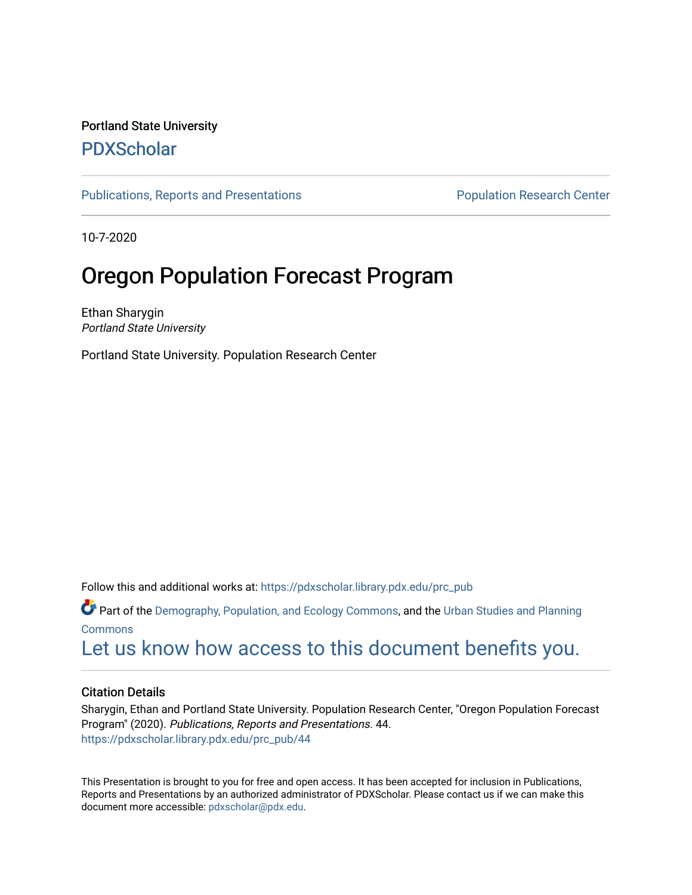Portland State University

PDXScholar

Publications, Reports and Presentations

Population Research Center

10-7-2020

# Oregon Population Forecast Program

Ethan Sharygin
*Portland State University*

Portland State University. Population Research Center

Follow this and additional works at: https://pdxscholar.library.pdx.edu/prc_pub

Part of the Demography, Population, and Ecology Commons, and the Urban Studies and Planning Commons

Let us know how access to this document benefits you.

### Citation Details

Sharygin, Ethan and Portland State University. Population Research Center, "Oregon Population Forecast Program" (2020). *Publications, Reports and Presentations*. 44.
https://pdxscholar.library.pdx.edu/prc_pub/44

This Presentation is brought to you for free and open access. It has been accepted for inclusion in Publications, Reports and Presentations by an authorized administrator of PDXScholar. Please contact us if we can make this document more accessible: pdxscholar@pdx.edu.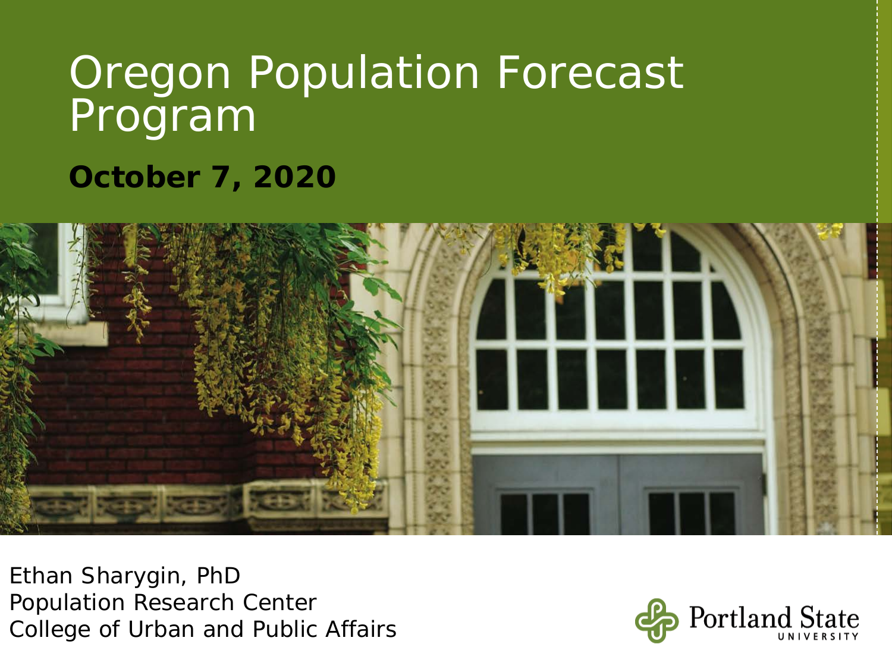# Oregon Population Forecast Program

**October 7, 2020**

Ethan Sharygin, PhD
Population Research Center
College of Urban and Public Affairs

Portland State University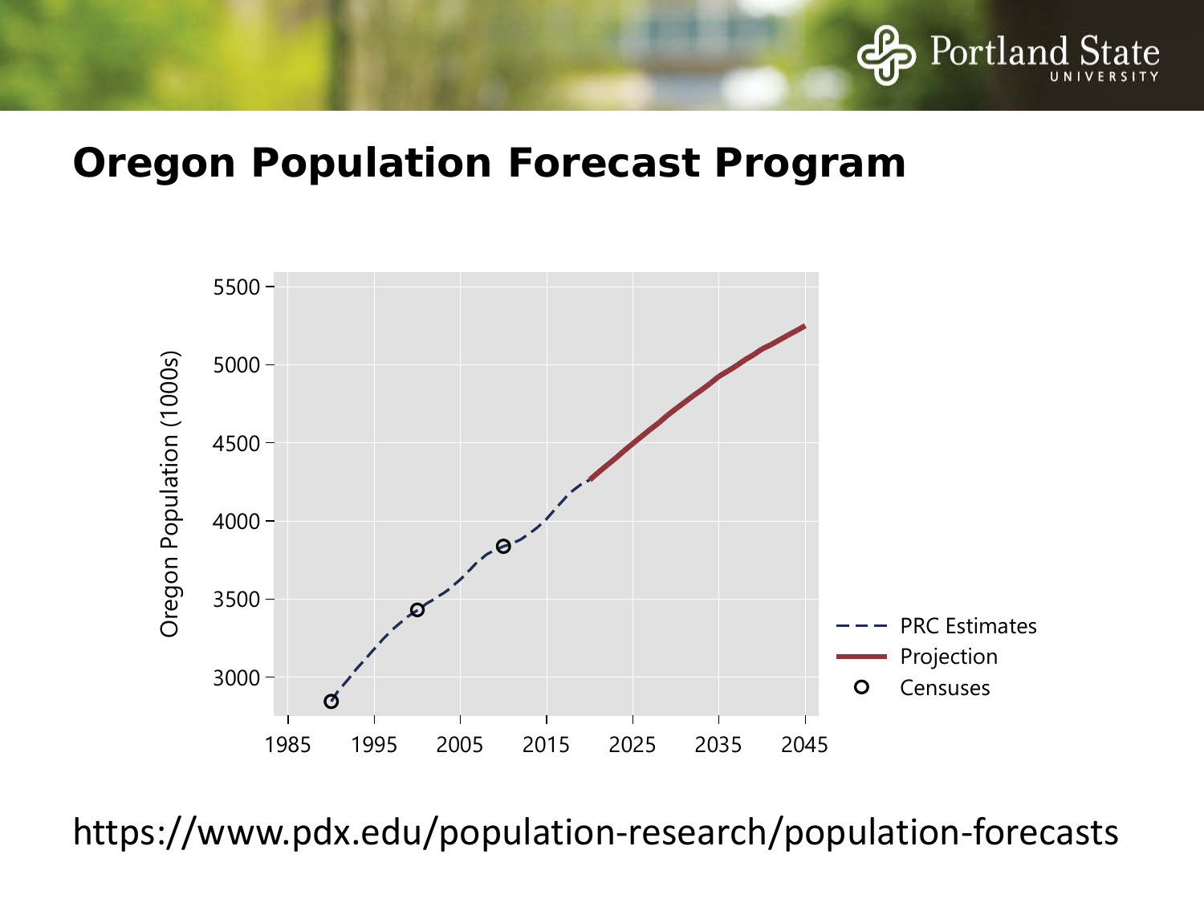# Oregon Population Forecast Program

https://www.pdx.edu/population-research/population-forecasts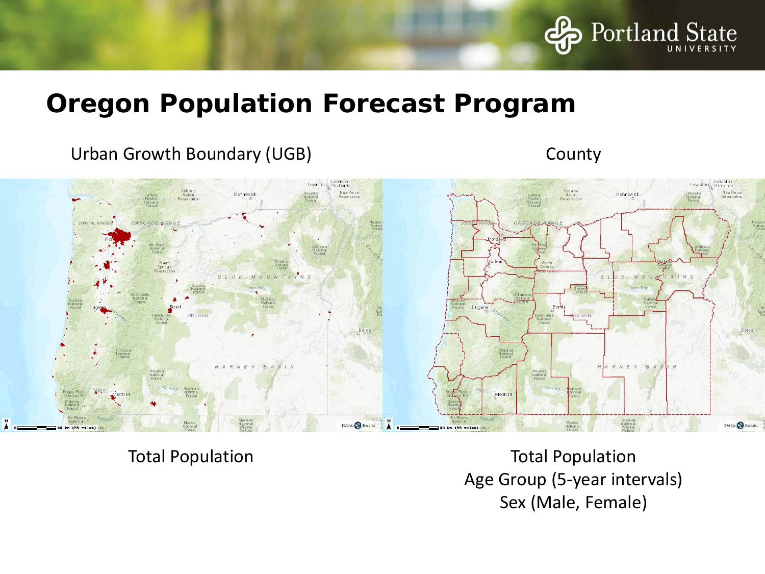# Oregon Population Forecast Program

Urban Growth Boundary (UGB)

Total Population

County

Total Population
Age Group (5-year intervals)
Sex (Male, Female)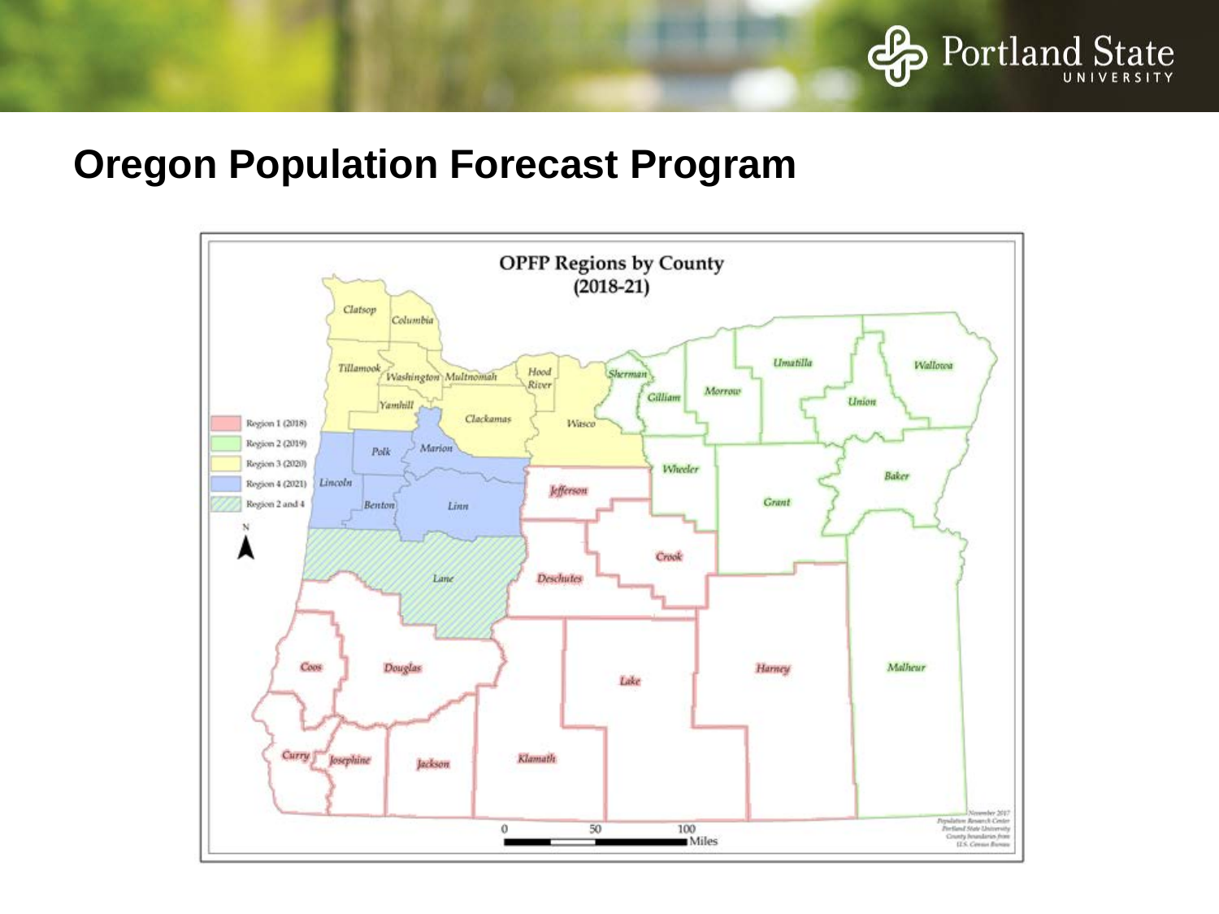# Oregon Population Forecast Program

**OPFP Regions by County (2018-21)**

- Region 1 (2018)
- Region 2 (2019)
- Region 3 (2020)
- Region 4 (2021)
- Region 2 and 4

Clatsop, Columbia, Tillamook, Washington, Multnomah, Hood River, Yamhill, Clackamas, Wasco, Sherman, Gilliam, Morrow, Umatilla, Union, Wallowa, Polk, Marion, Lincoln, Benton, Linn, Jefferson, Wheeler, Grant, Baker, Crook, Lane, Deschutes, Coos, Douglas, Lake, Harney, Malheur, Curry, Josephine, Jackson, Klamath

0 50 100 Miles

November 2017
Population Research Center
Portland State University
County boundaries from
U.S. Census Bureau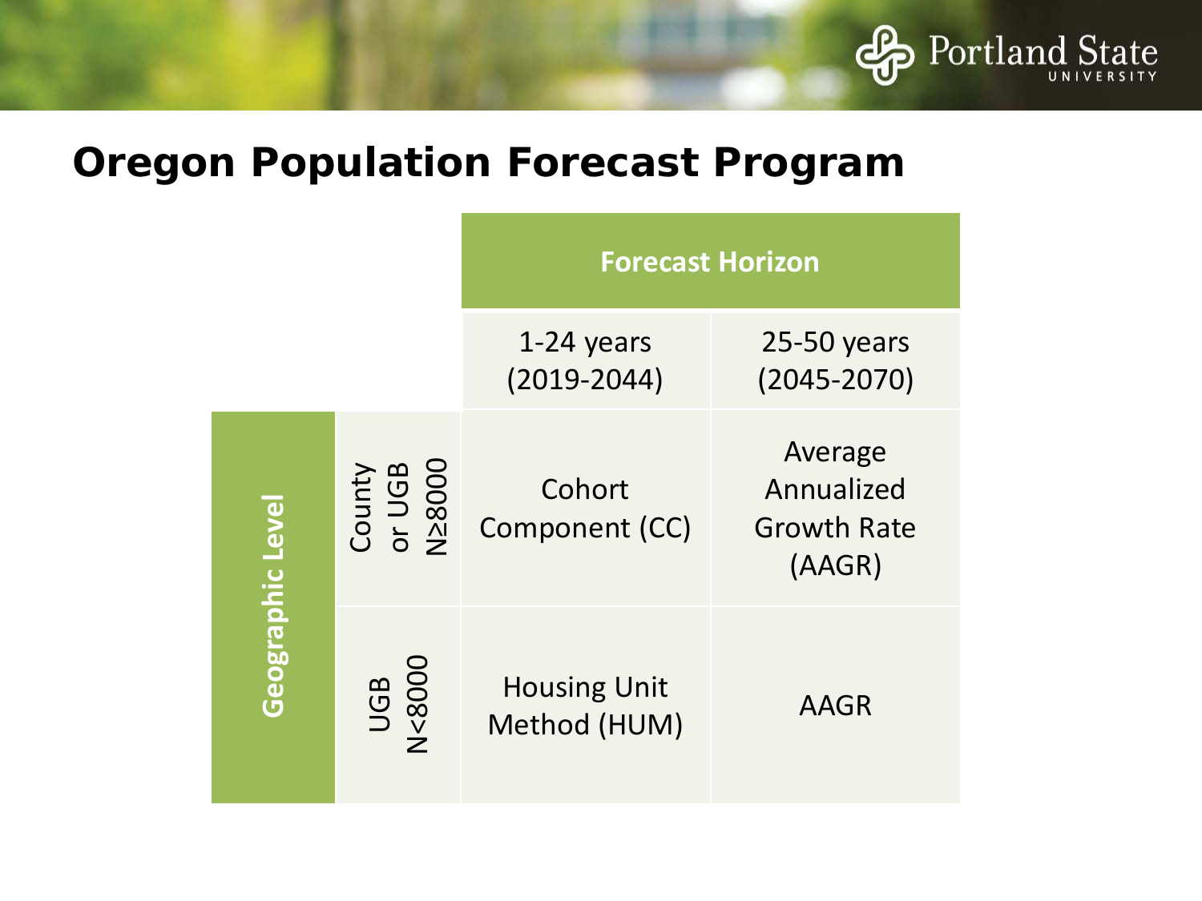# Oregon Population Forecast Program

| | | Forecast Horizon | |
|---|---|---|---|
| | | 1-24 years (2019-2044) | 25-50 years (2045-2070) |
| Geographic Level | County or UGB N≥8000 | Cohort Component (CC) | Average Annualized Growth Rate (AAGR) |
| | UGB N<8000 | Housing Unit Method (HUM) | AAGR |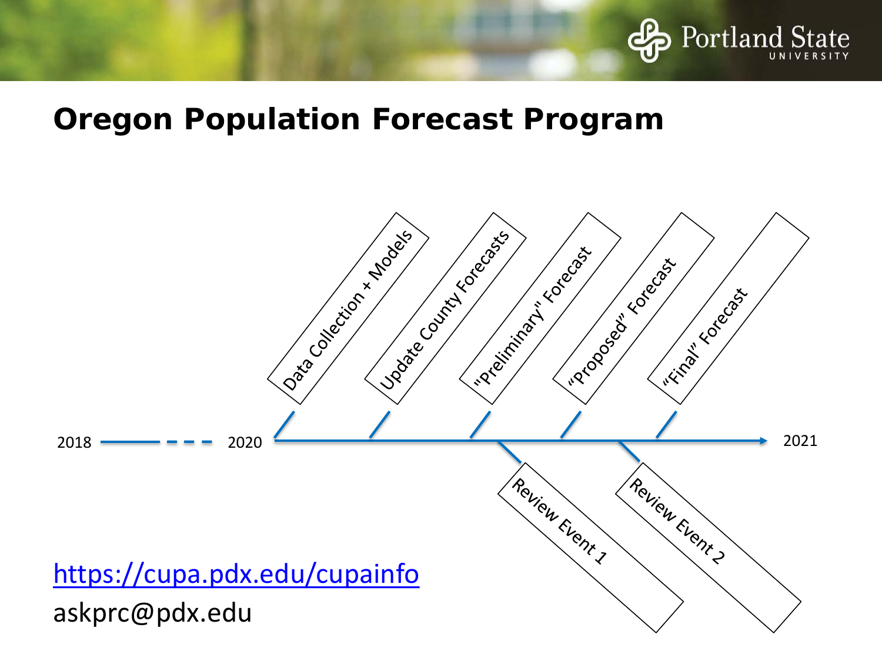# Oregon Population Forecast Program

2018

2020

2021

Data Collection + Models

Update County Forecasts

"Preliminary" Forecast

“Proposed” Forecast

“Final” Forecast

Review Event 1

Review Event 2

https://cupa.pdx.edu/cupainfo

askprc@pdx.edu